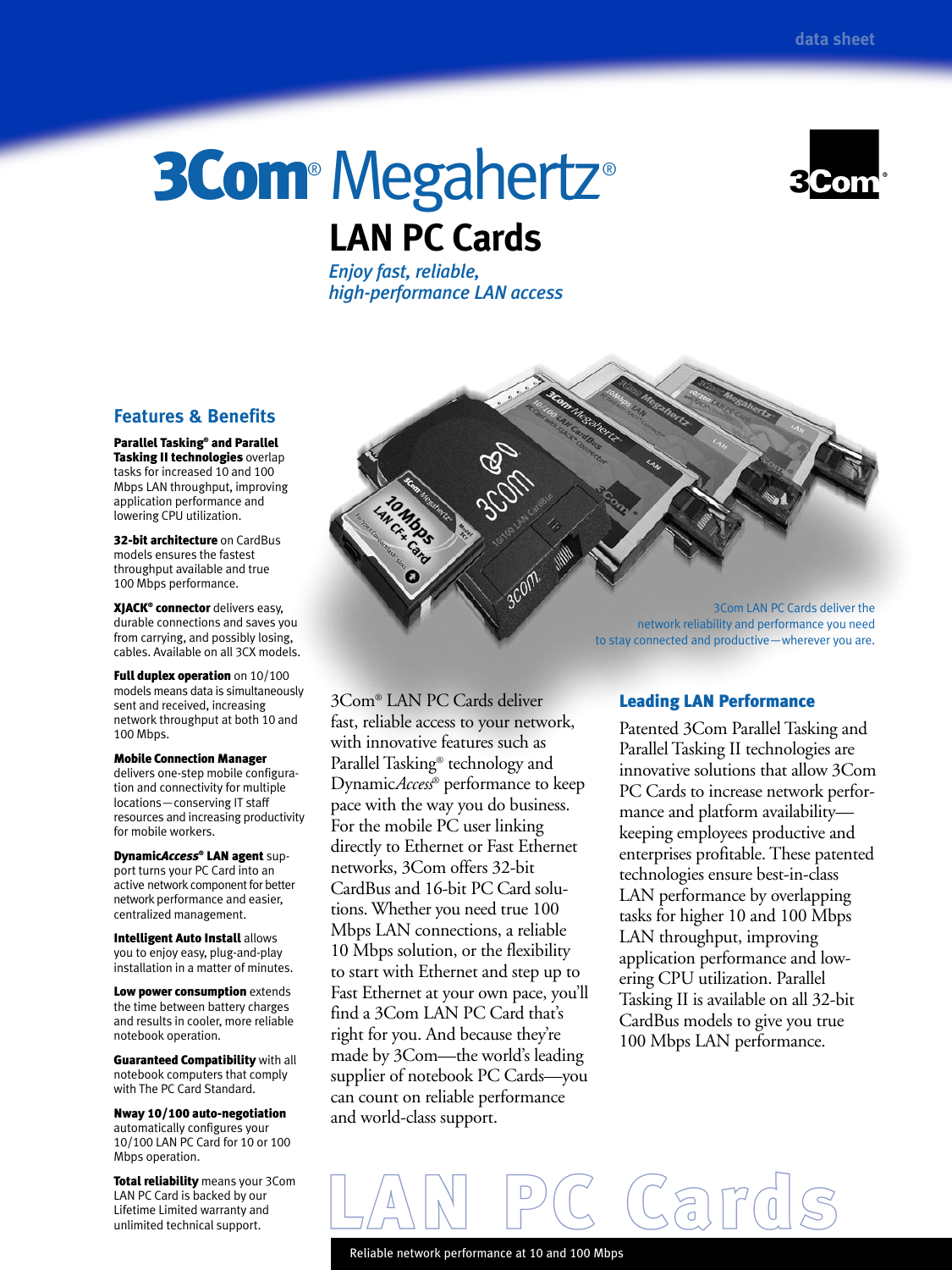data sheet

# 3Com® Megahertz®

## LAN PC Cards

*Enjoy fast, reliable, high-performance LAN access*

3Com LAN PC Cards deliver the network reliability and performance you need to stay connected and productive—wherever you are.

### Features & Benefits

**Parallel Tasking® and Parallel Tasking II technologies** overlap tasks for increased 10 and 100 Mbps LAN throughput, improving application performance and lowering CPU utilization.

**32-bit architecture** on CardBus models ensures the fastest throughput available and true 100 Mbps performance.

**XJACK® connector** delivers easy, durable connections and saves you from carrying, and possibly losing, cables. Available on all 3CX models.

**Full duplex operation** on 10/100 models means data is simultaneously sent and received, increasing network throughput at both 10 and 100 Mbps.

**Mobile Connection Manager** delivers one-step mobile configuration and connectivity for multiple locations—conserving IT staff resources and increasing productivity for mobile workers.

**Dynamic*Access*® LAN agent** support turns your PC Card into an active network component for better network performance and easier, centralized management.

**Intelligent Auto Install** allows you to enjoy easy, plug-and-play installation in a matter of minutes.

**Low power consumption** extends the time between battery charges and results in cooler, more reliable notebook operation.

**Guaranteed Compatibility** with all notebook computers that comply with The PC Card Standard.

**Nway 10/100 auto-negotiation** automatically configures your 10/100 LAN PC Card for 10 or 100 Mbps operation.

**Total reliability** means your 3Com LAN PC Card is backed by our Lifetime Limited warranty and unlimited technical support.

3Com® LAN PC Cards deliver fast, reliable access to your network, with innovative features such as Parallel Tasking® technology and Dynamic*Access*® performance to keep pace with the way you do business. For the mobile PC user linking directly to Ethernet or Fast Ethernet networks, 3Com offers 32-bit CardBus and 16-bit PC Card solutions. Whether you need true 100 Mbps LAN connections, a reliable 10 Mbps solution, or the flexibility to start with Ethernet and step up to Fast Ethernet at your own pace, you'll find a 3Com LAN PC Card that's right for you. And because they're made by 3Com—the world's leading supplier of notebook PC Cards—you can count on reliable performance and world-class support.

### Leading LAN Performance

Patented 3Com Parallel Tasking and Parallel Tasking II technologies are innovative solutions that allow 3Com PC Cards to increase network performance and platform availability—keeping employees productive and enterprises profitable. These patented technologies ensure best-in-class LAN performance by overlapping tasks for higher 10 and 100 Mbps LAN throughput, improving application performance and lowering CPU utilization. Parallel Tasking II is available on all 32-bit CardBus models to give you true 100 Mbps LAN performance.

LAN PC Cards

Reliable network performance at 10 and 100 Mbps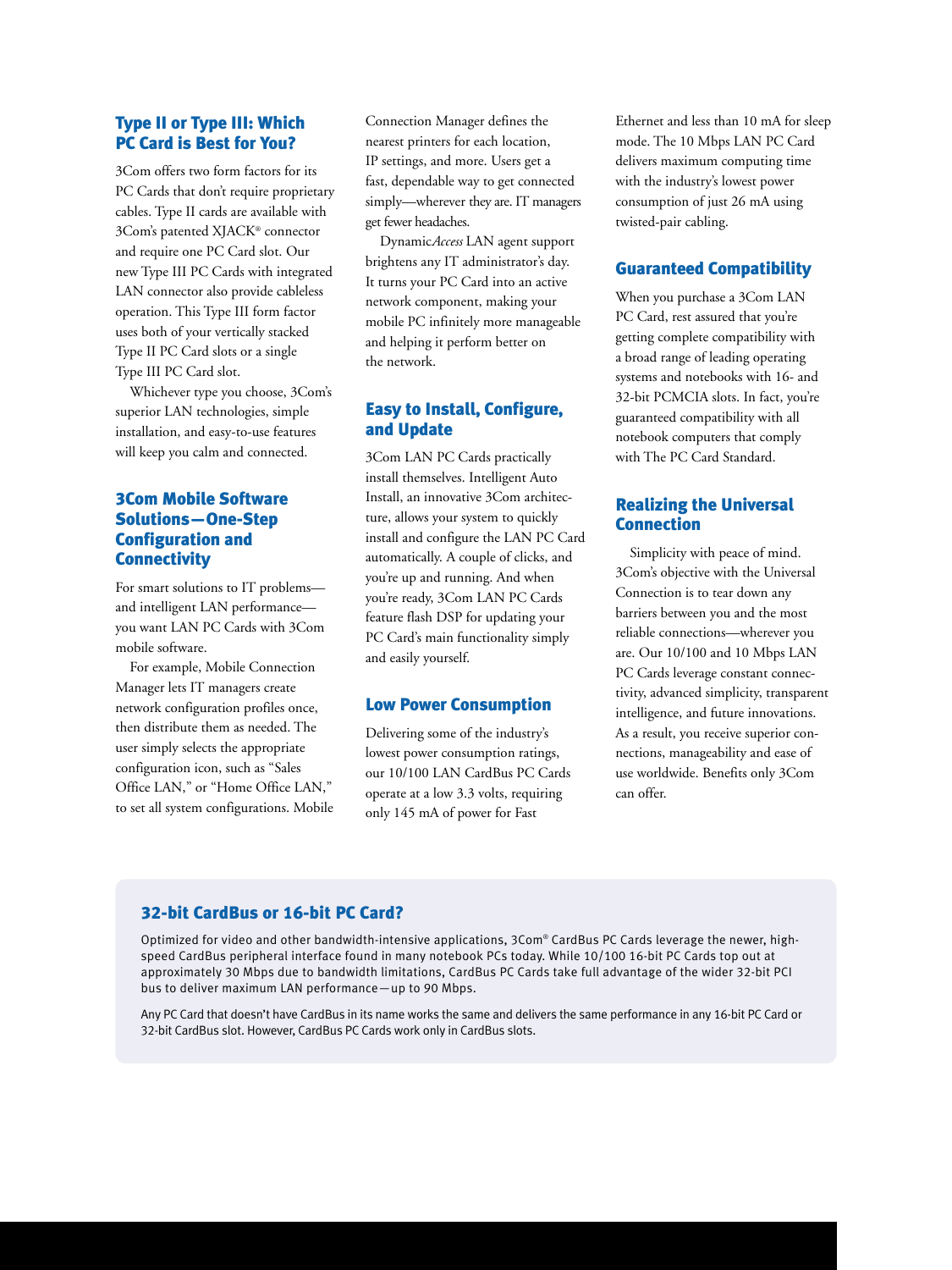## Type II or Type III: Which PC Card is Best for You?

3Com offers two form factors for its PC Cards that don't require proprietary cables. Type II cards are available with 3Com's patented XJACK® connector and require one PC Card slot. Our new Type III PC Cards with integrated LAN connector also provide cableless operation. This Type III form factor uses both of your vertically stacked Type II PC Card slots or a single Type III PC Card slot.

Whichever type you choose, 3Com's superior LAN technologies, simple installation, and easy-to-use features will keep you calm and connected.

## 3Com Mobile Software Solutions—One-Step Configuration and Connectivity

For smart solutions to IT problems—and intelligent LAN performance—you want LAN PC Cards with 3Com mobile software.

For example, Mobile Connection Manager lets IT managers create network configuration profiles once, then distribute them as needed. The user simply selects the appropriate configuration icon, such as "Sales Office LAN," or "Home Office LAN," to set all system configurations. Mobile Connection Manager defines the nearest printers for each location, IP settings, and more. Users get a fast, dependable way to get connected simply—wherever they are. IT managers get fewer headaches.

Dynamic*Access* LAN agent support brightens any IT administrator's day. It turns your PC Card into an active network component, making your mobile PC infinitely more manageable and helping it perform better on the network.

## Easy to Install, Configure, and Update

3Com LAN PC Cards practically install themselves. Intelligent Auto Install, an innovative 3Com architecture, allows your system to quickly install and configure the LAN PC Card automatically. A couple of clicks, and you're up and running. And when you're ready, 3Com LAN PC Cards feature flash DSP for updating your PC Card's main functionality simply and easily yourself.

## Low Power Consumption

Delivering some of the industry's lowest power consumption ratings, our 10/100 LAN CardBus PC Cards operate at a low 3.3 volts, requiring only 145 mA of power for Fast Ethernet and less than 10 mA for sleep mode. The 10 Mbps LAN PC Card delivers maximum computing time with the industry's lowest power consumption of just 26 mA using twisted-pair cabling.

## Guaranteed Compatibility

When you purchase a 3Com LAN PC Card, rest assured that you're getting complete compatibility with a broad range of leading operating systems and notebooks with 16- and 32-bit PCMCIA slots. In fact, you're guaranteed compatibility with all notebook computers that comply with The PC Card Standard.

## Realizing the Universal Connection

Simplicity with peace of mind. 3Com's objective with the Universal Connection is to tear down any barriers between you and the most reliable connections—wherever you are. Our 10/100 and 10 Mbps LAN PC Cards leverage constant connectivity, advanced simplicity, transparent intelligence, and future innovations. As a result, you receive superior connections, manageability and ease of use worldwide. Benefits only 3Com can offer.

### 32-bit CardBus or 16-bit PC Card?

Optimized for video and other bandwidth-intensive applications, 3Com® CardBus PC Cards leverage the newer, high-speed CardBus peripheral interface found in many notebook PCs today. While 10/100 16-bit PC Cards top out at approximately 30 Mbps due to bandwidth limitations, CardBus PC Cards take full advantage of the wider 32-bit PCI bus to deliver maximum LAN performance—up to 90 Mbps.

Any PC Card that doesn't have CardBus in its name works the same and delivers the same performance in any 16-bit PC Card or 32-bit CardBus slot. However, CardBus PC Cards work only in CardBus slots.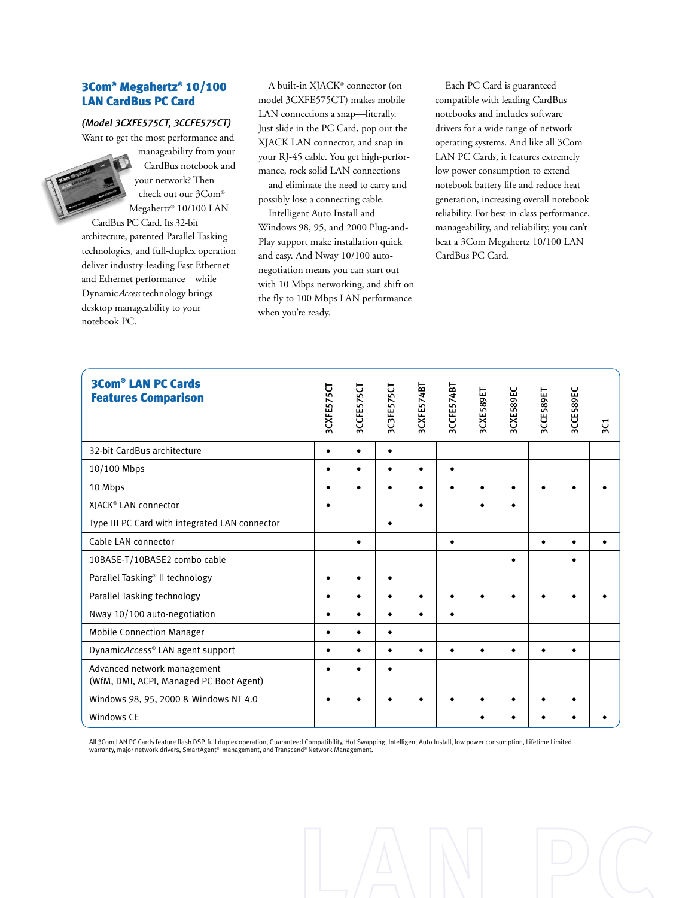## 3Com® Megahertz® 10/100 LAN CardBus PC Card

*(Model 3CXFE575CT, 3CCFE575CT)*

Want to get the most performance and manageability from your CardBus notebook and your network? Then check out our 3Com® Megahertz® 10/100 LAN CardBus PC Card. Its 32-bit architecture, patented Parallel Tasking technologies, and full-duplex operation deliver industry-leading Fast Ethernet and Ethernet performance—while Dynamic*Access* technology brings desktop manageability to your notebook PC.

A built-in XJACK® connector (on model 3CXFE575CT) makes mobile LAN connections a snap—literally. Just slide in the PC Card, pop out the XJACK LAN connector, and snap in your RJ-45 cable. You get high-performance, rock solid LAN connections—and eliminate the need to carry and possibly lose a connecting cable.

Intelligent Auto Install and Windows 98, 95, and 2000 Plug-and-Play support make installation quick and easy. And Nway 10/100 auto-negotiation means you can start out with 10 Mbps networking, and shift on the fly to 100 Mbps LAN performance when you're ready.

Each PC Card is guaranteed compatible with leading CardBus notebooks and includes software drivers for a wide range of network operating systems. And like all 3Com LAN PC Cards, it features extremely low power consumption to extend notebook battery life and reduce heat generation, increasing overall notebook reliability. For best-in-class performance, manageability, and reliability, you can't beat a 3Com Megahertz 10/100 LAN CardBus PC Card.

## 3Com® LAN PC Cards Features Comparison

| | 3CXFE575CT | 3CCFE575CT | 3C3FE575CT | 3CXFE574BT | 3CCFE574BT | 3CXE589ET | 3CXE589EC | 3CCE589ET | 3CCE589EC | 3C1 |
|---|---|---|---|---|---|---|---|---|---|---|
| 32-bit CardBus architecture | • | • | • | | | | | | | |
| 10/100 Mbps | • | • | • | • | • | | | | | |
| 10 Mbps | • | • | • | • | • | • | • | • | • | • |
| XJACK® LAN connector | • | | | • | | • | • | | | |
| Type III PC Card with integrated LAN connector | | | • | | | | | | | |
| Cable LAN connector | | • | | | • | | | • | • | • |
| 10BASE-T/10BASE2 combo cable | | | | | | | • | | • | |
| Parallel Tasking® II technology | • | • | • | | | | | | | |
| Parallel Tasking technology | • | • | • | • | • | • | • | • | • | • |
| Nway 10/100 auto-negotiation | • | • | • | • | • | | | | | |
| Mobile Connection Manager | • | • | • | | | | | | | |
| Dynamic*Access*® LAN agent support | • | • | • | • | • | • | • | • | • | |
| Advanced network management (WfM, DMI, ACPI, Managed PC Boot Agent) | • | • | • | | | | | | | |
| Windows 98, 95, 2000 & Windows NT 4.0 | • | • | • | • | • | • | • | • | • | |
| Windows CE | | | | | | • | • | • | • | • |

All 3Com LAN PC Cards feature flash DSP, full duplex operation, Guaranteed Compatibility, Hot Swapping, Intelligent Auto Install, low power consumption, Lifetime Limited warranty, major network drivers, SmartAgent® management, and Transcend® Network Management.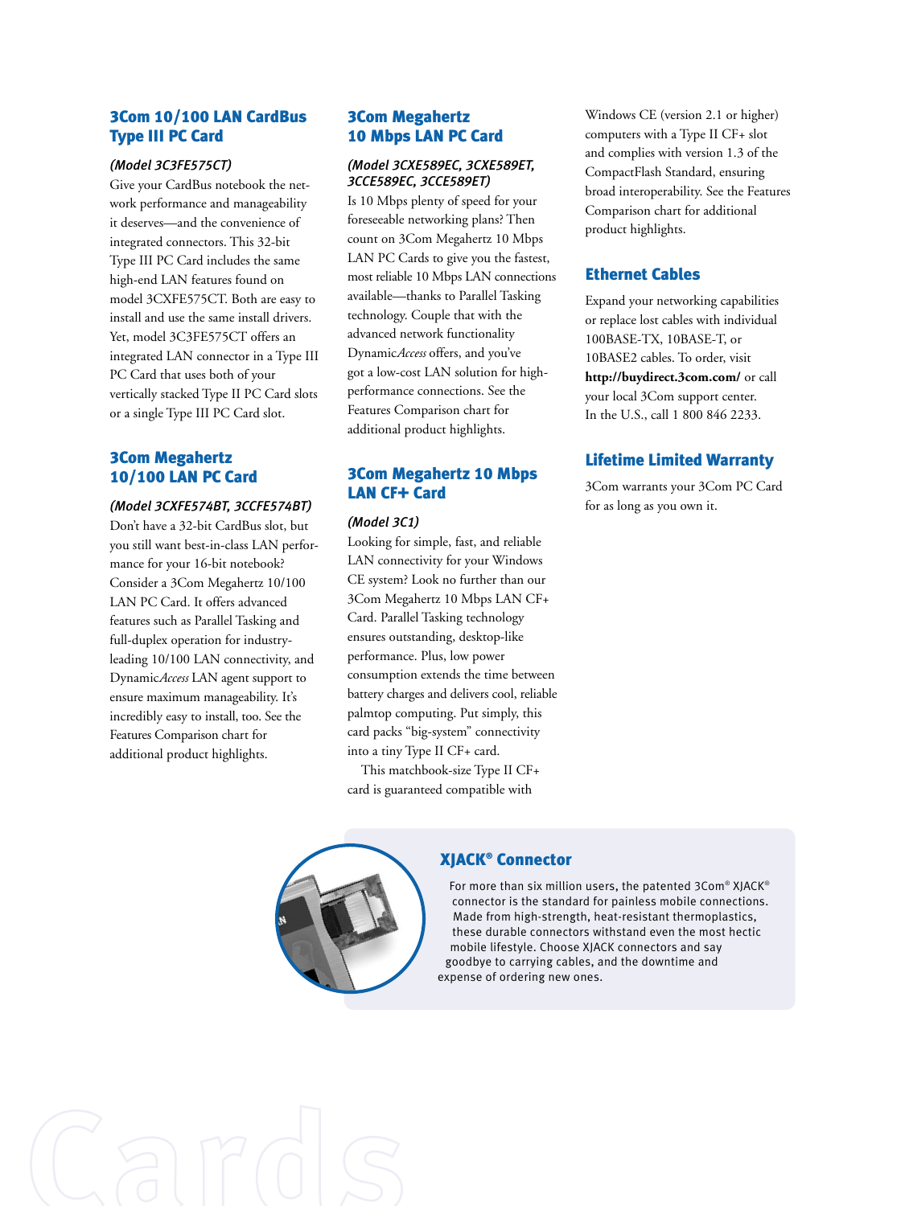## 3Com 10/100 LAN CardBus Type III PC Card

*(Model 3C3FE575CT)*

Give your CardBus notebook the network performance and manageability it deserves—and the convenience of integrated connectors. This 32-bit Type III PC Card includes the same high-end LAN features found on model 3CXFE575CT. Both are easy to install and use the same install drivers. Yet, model 3C3FE575CT offers an integrated LAN connector in a Type III PC Card that uses both of your vertically stacked Type II PC Card slots or a single Type III PC Card slot.

## 3Com Megahertz 10/100 LAN PC Card

*(Model 3CXFE574BT, 3CCFE574BT)*

Don't have a 32-bit CardBus slot, but you still want best-in-class LAN performance for your 16-bit notebook? Consider a 3Com Megahertz 10/100 LAN PC Card. It offers advanced features such as Parallel Tasking and full-duplex operation for industry-leading 10/100 LAN connectivity, and Dynamic*Access* LAN agent support to ensure maximum manageability. It's incredibly easy to install, too. See the Features Comparison chart for additional product highlights.

## 3Com Megahertz 10 Mbps LAN PC Card

*(Model 3CXE589EC, 3CXE589ET, 3CCE589EC, 3CCE589ET)*

Is 10 Mbps plenty of speed for your foreseeable networking plans? Then count on 3Com Megahertz 10 Mbps LAN PC Cards to give you the fastest, most reliable 10 Mbps LAN connections available—thanks to Parallel Tasking technology. Couple that with the advanced network functionality Dynamic*Access* offers, and you've got a low-cost LAN solution for high-performance connections. See the Features Comparison chart for additional product highlights.

## 3Com Megahertz 10 Mbps LAN CF+ Card

*(Model 3C1)*

Looking for simple, fast, and reliable LAN connectivity for your Windows CE system? Look no further than our 3Com Megahertz 10 Mbps LAN CF+ Card. Parallel Tasking technology ensures outstanding, desktop-like performance. Plus, low power consumption extends the time between battery charges and delivers cool, reliable palmtop computing. Put simply, this card packs "big-system" connectivity into a tiny Type II CF+ card.

This matchbook-size Type II CF+ card is guaranteed compatible with Windows CE (version 2.1 or higher) computers with a Type II CF+ slot and complies with version 1.3 of the CompactFlash Standard, ensuring broad interoperability. See the Features Comparison chart for additional product highlights.

## Ethernet Cables

Expand your networking capabilities or replace lost cables with individual 100BASE-TX, 10BASE-T, or 10BASE2 cables. To order, visit **http://buydirect.3com.com/** or call your local 3Com support center. In the U.S., call 1 800 846 2233.

## Lifetime Limited Warranty

3Com warrants your 3Com PC Card for as long as you own it.

## XJACK® Connector

For more than six million users, the patented 3Com® XJACK® connector is the standard for painless mobile connections. Made from high-strength, heat-resistant thermoplastics, these durable connectors withstand even the most hectic mobile lifestyle. Choose XJACK connectors and say goodbye to carrying cables, and the downtime and expense of ordering new ones.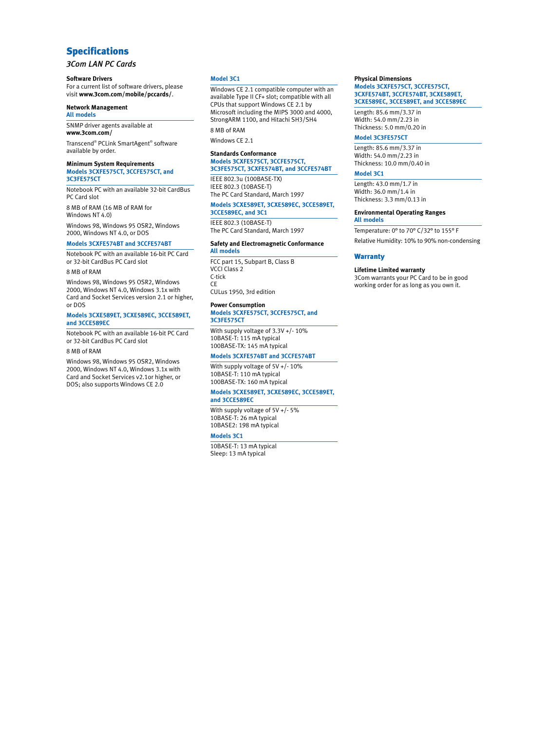# Specifications

*3Com LAN PC Cards*

### Software Drivers

For a current list of software drivers, please visit **www.3com.com/mobile/pccards/**.

### Network Management

**All models**

SNMP driver agents available at **www.3com.com/**

Transcend® PCLink SmartAgent® software available by order.

### Minimum System Requirements

**Models 3CXFE575CT, 3CCFE575CT, and 3C3FE575CT**

Notebook PC with an available 32-bit CardBus PC Card slot

8 MB of RAM (16 MB of RAM for Windows NT 4.0)

Windows 98, Windows 95 OSR2, Windows 2000, Windows NT 4.0, or DOS

**Models 3CXFE574BT and 3CCFE574BT**

Notebook PC with an available 16-bit PC Card or 32-bit CardBus PC Card slot

8 MB of RAM

Windows 98, Windows 95 OSR2, Windows 2000, Windows NT 4.0, Windows 3.1x with Card and Socket Services version 2.1 or higher, or DOS

**Models 3CXE589ET, 3CXE589EC, 3CCE589ET, and 3CCE589EC**

Notebook PC with an available 16-bit PC Card or 32-bit CardBus PC Card slot

8 MB of RAM

Windows 98, Windows 95 OSR2, Windows 2000, Windows NT 4.0, Windows 3.1x with Card and Socket Services v2.1or higher, or DOS; also supports Windows CE 2.0

**Model 3C1**

Windows CE 2.1 compatible computer with an available Type II CF+ slot; compatible with all CPUs that support Windows CE 2.1 by Microsoft including the MIPS 3000 and 4000, StrongARM 1100, and Hitachi SH3/SH4

8 MB of RAM

Windows CE 2.1

### Standards Conformance

**Models 3CXFE575CT, 3CCFE575CT, 3C3FE575CT, 3CXFE574BT, and 3CCFE574BT**

IEEE 802.3u (100BASE-TX)
IEEE 802.3 (10BASE-T)
The PC Card Standard, March 1997

**Models 3CXE589ET, 3CXE589EC, 3CCE589ET, 3CCE589EC, and 3C1**

IEEE 802.3 (10BASE-T)
The PC Card Standard, March 1997

### Safety and Electromagnetic Conformance

**All models**

FCC part 15, Subpart B, Class B
VCCI Class 2
C-tick
CE
CULus 1950, 3rd edition

### Power Consumption

**Models 3CXFE575CT, 3CCFE575CT, and 3C3FE575CT**

With supply voltage of 3.3V +/- 10%
10BASE-T: 115 mA typical
100BASE-TX: 145 mA typical

**Models 3CXFE574BT and 3CCFE574BT**

With supply voltage of 5V +/- 10%
10BASE-T: 110 mA typical
100BASE-TX: 160 mA typical

**Models 3CXE589ET, 3CXE589EC, 3CCE589ET, and 3CCE589EC**

With supply voltage of 5V +/- 5%
10BASE-T: 26 mA typical
10BASE2: 198 mA typical

**Models 3C1**

10BASE-T: 13 mA typical
Sleep: 13 mA typical

### Physical Dimensions

**Models 3CXFE575CT, 3CCFE575CT, 3CXFE574BT, 3CCFE574BT, 3CXE589ET, 3CXE589EC, 3CCE589ET, and 3CCE589EC**

Length: 85.6 mm/3.37 in
Width: 54.0 mm/2.23 in
Thickness: 5.0 mm/0.20 in

**Model 3C3FE575CT**

Length: 85.6 mm/3.37 in
Width: 54.0 mm/2.23 in
Thickness: 10.0 mm/0.40 in

**Model 3C1**

Length: 43.0 mm/1.7 in
Width: 36.0 mm/1.4 in
Thickness: 3.3 mm/0.13 in

### Environmental Operating Ranges

**All models**

Temperature: 0° to 70° C/32° to 155° F

Relative Humidity: 10% to 90% non-condensing

## Warranty

### Lifetime Limited warranty

3Com warrants your PC Card to be in good working order for as long as you own it.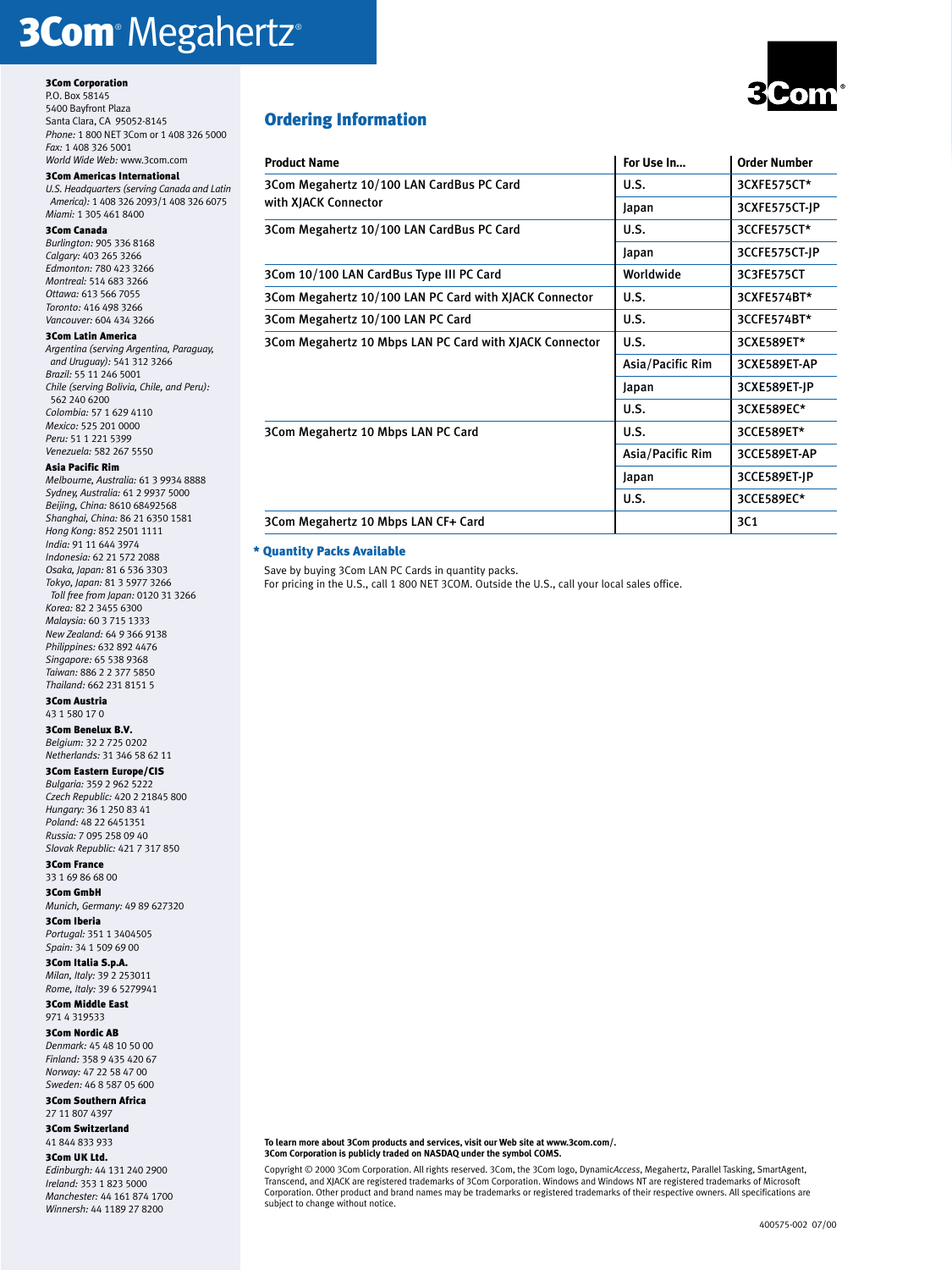# 3Com® Megahertz®

**3Com Corporation**
P.O. Box 58145
5400 Bayfront Plaza
Santa Clara, CA 95052-8145
*Phone:* 1 800 NET 3Com or 1 408 326 5000
*Fax:* 1 408 326 5001
*World Wide Web:* www.3com.com

**3Com Americas International**
*U.S. Headquarters (serving Canada and Latin America):* 1 408 326 2093/1 408 326 6075
*Miami:* 1 305 461 8400

**3Com Canada**
*Burlington:* 905 336 8168
*Calgary:* 403 265 3266
*Edmonton:* 780 423 3266
*Montreal:* 514 683 3266
*Ottawa:* 613 566 7055
*Toronto:* 416 498 3266
*Vancouver:* 604 434 3266

**3Com Latin America**
*Argentina (serving Argentina, Paraguay, and Uruguay):* 541 312 3266
*Brazil:* 55 11 246 5001
*Chile (serving Bolivia, Chile, and Peru):* 562 240 6200
*Colombia:* 57 1 629 4110
*Mexico:* 525 201 0000
*Peru:* 51 1 221 5399
*Venezuela:* 582 267 5550

**Asia Pacific Rim**
*Melbourne, Australia:* 61 3 9934 8888
*Sydney, Australia:* 61 2 9937 5000
*Beijing, China:* 8610 68492568
*Shanghai, China:* 86 21 6350 1581
*Hong Kong:* 852 2501 1111
*India:* 91 11 644 3974
*Indonesia:* 62 21 572 2088
*Osaka, Japan:* 81 6 536 3303
*Tokyo, Japan:* 81 3 5977 3266
*Toll free from Japan:* 0120 31 3266
*Korea:* 82 2 3455 6300
*Malaysia:* 60 3 715 1333
*New Zealand:* 64 9 366 9138
*Philippines:* 632 892 4476
*Singapore:* 65 538 9368
*Taiwan:* 886 2 2 377 5850
*Thailand:* 662 231 8151 5

**3Com Austria**
43 1 580 17 0

**3Com Benelux B.V.**
*Belgium:* 32 2 725 0202
*Netherlands:* 31 346 58 62 11

**3Com Eastern Europe/CIS**
*Bulgaria:* 359 2 962 5222
*Czech Republic:* 420 2 21845 800
*Hungary:* 36 1 250 83 41
*Poland:* 48 22 6451351
*Russia:* 7 095 258 09 40
*Slovak Republic:* 421 7 317 850

**3Com France**
33 1 69 86 68 00

**3Com GmbH**
*Munich, Germany:* 49 89 627320

**3Com Iberia**
*Portugal:* 351 1 3404505
*Spain:* 34 1 509 69 00

**3Com Italia S.p.A.**
*Milan, Italy:* 39 2 253011
*Rome, Italy:* 39 6 5279941

**3Com Middle East**
971 4 319533

**3Com Nordic AB**
*Denmark:* 45 48 10 50 00
*Finland:* 358 9 435 420 67
*Norway:* 47 22 58 47 00
*Sweden:* 46 8 587 05 600

**3Com Southern Africa**
27 11 807 4397

**3Com Switzerland**
41 844 833 933

**3Com UK Ltd.**
*Edinburgh:* 44 131 240 2900
*Ireland:* 353 1 823 5000
*Manchester:* 44 161 874 1700
*Winnersh:* 44 1189 27 8200

## Ordering Information

| Product Name | For Use In... | Order Number |
|---|---|---|
| 3Com Megahertz 10/100 LAN CardBus PC Card with XJACK Connector | U.S. | 3CXFE575CT* |
| | Japan | 3CXFE575CT-JP |
| 3Com Megahertz 10/100 LAN CardBus PC Card | U.S. | 3CCFE575CT* |
| | Japan | 3CCFE575CT-JP |
| 3Com 10/100 LAN CardBus Type III PC Card | Worldwide | 3C3FE575CT |
| 3Com Megahertz 10/100 LAN PC Card with XJACK Connector | U.S. | 3CXFE574BT* |
| 3Com Megahertz 10/100 LAN PC Card | U.S. | 3CCFE574BT* |
| 3Com Megahertz 10 Mbps LAN PC Card with XJACK Connector | U.S. | 3CXE589ET* |
| | Asia/Pacific Rim | 3CXE589ET-AP |
| | Japan | 3CXE589ET-JP |
| | U.S. | 3CXE589EC* |
| 3Com Megahertz 10 Mbps LAN PC Card | U.S. | 3CCE589ET* |
| | Asia/Pacific Rim | 3CCE589ET-AP |
| | Japan | 3CCE589ET-JP |
| | U.S. | 3CCE589EC* |
| 3Com Megahertz 10 Mbps LAN CF+ Card | | 3C1 |

### * Quantity Packs Available

Save by buying 3Com LAN PC Cards in quantity packs.
For pricing in the U.S., call 1 800 NET 3COM. Outside the U.S., call your local sales office.

**To learn more about 3Com products and services, visit our Web site at www.3com.com/.**
**3Com Corporation is publicly traded on NASDAQ under the symbol COMS.**

Copyright © 2000 3Com Corporation. All rights reserved. 3Com, the 3Com logo, Dynamic*Access*, Megahertz, Parallel Tasking, SmartAgent, Transcend, and XJACK are registered trademarks of 3Com Corporation. Windows and Windows NT are registered trademarks of Microsoft Corporation. Other product and brand names may be trademarks or registered trademarks of their respective owners. All specifications are subject to change without notice.

400575-002 07/00